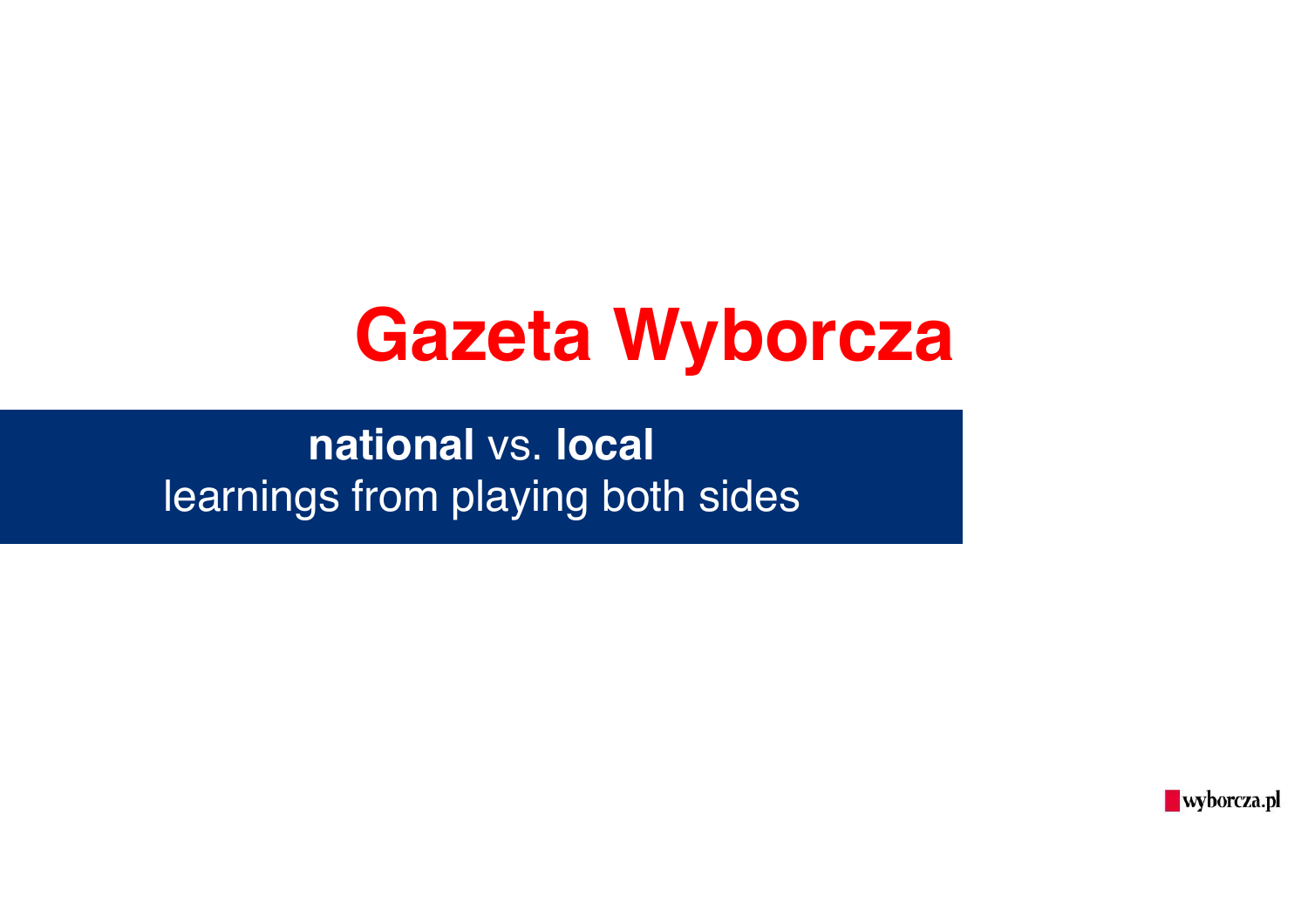# Gazeta Wyborcza

**national** vs. **local**
learnings from playing both sides

wyborcza.pl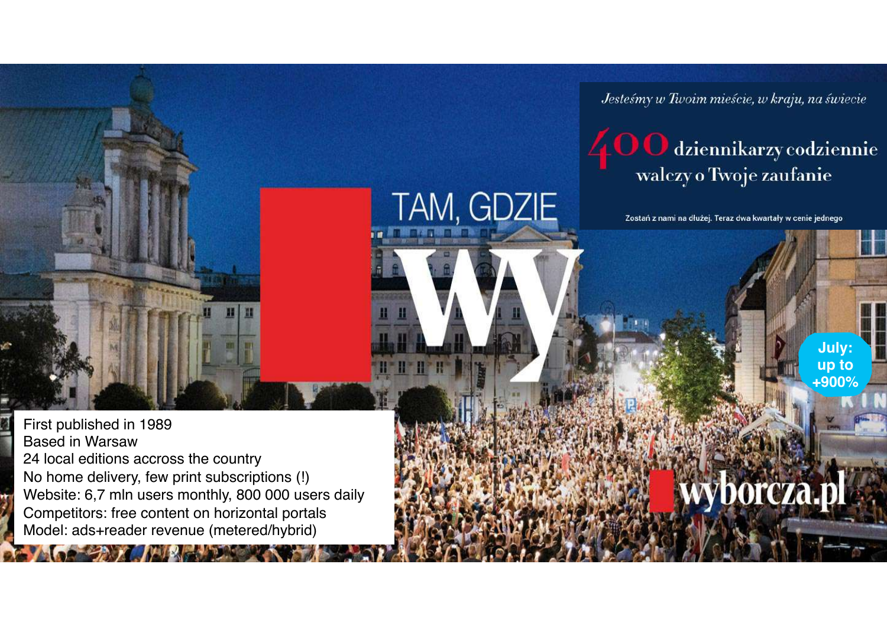Jesteśmy w Twoim mieście, w kraju, na świecie

400 dziennikarzy codziennie walczy o Twoje zaufanie

Zostań z nami na dłużej. Teraz dwa kwartały w cenie jednego

TAM, GDZIE wy

wyborcza.pl

July: up to +900%

First published in 1989
Based in Warsaw
24 local editions accross the country
No home delivery, few print subscriptions (!)
Website: 6,7 mln users monthly, 800 000 users daily
Competitors: free content on horizontal portals
Model: ads+reader revenue (metered/hybrid)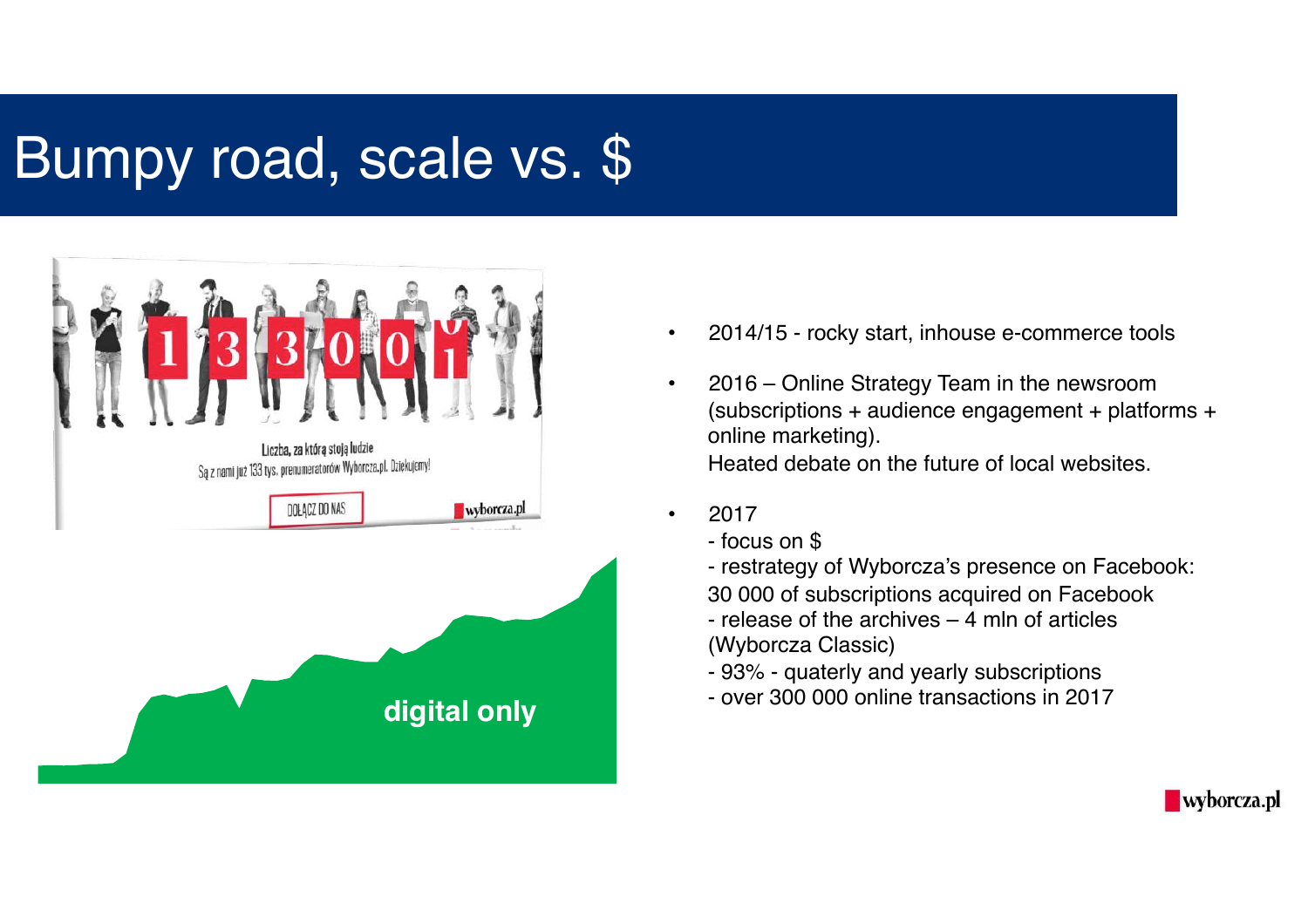# Bumpy road, scale vs. $

133001

Liczba, za którą stoją ludzie

Są z nami już 133 tys. prenumeratorów Wyborcza.pl. Dziękujemy!

DOŁĄCZ DO NAS

wyborcza.pl

digital only

- 2014/15 - rocky start, inhouse e-commerce tools
- 2016 – Online Strategy Team in the newsroom (subscriptions + audience engagement + platforms + online marketing).
  Heated debate on the future of local websites.
- 2017
  - focus on $
  - restrategy of Wyborcza's presence on Facebook: 30 000 of subscriptions acquired on Facebook
  - release of the archives – 4 mln of articles (Wyborcza Classic)
  - 93% - quaterly and yearly subscriptions
  - over 300 000 online transactions in 2017

wyborcza.pl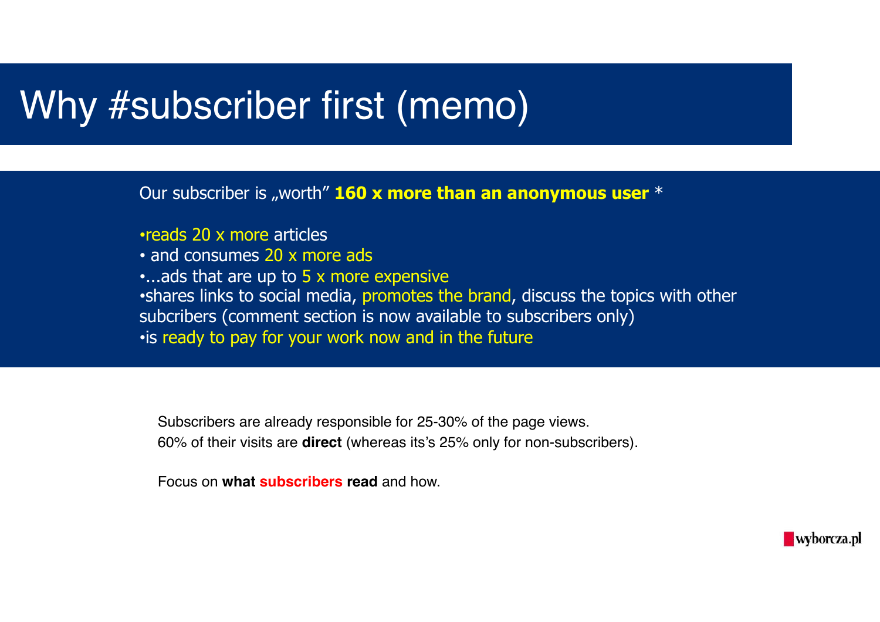# Why #subscriber first (memo)

Our subscriber is „worth" **160 x more than an anonymous user** *

- reads 20 x more articles
- and consumes 20 x more ads
- ...ads that are up to 5 x more expensive
- shares links to social media, promotes the brand, discuss the topics with other subcribers (comment section is now available to subscribers only)
- is ready to pay for your work now and in the future

Subscribers are already responsible for 25-30% of the page views.
60% of their visits are **direct** (whereas its's 25% only for non-subscribers).

Focus on **what subscribers read** and how.

wyborcza.pl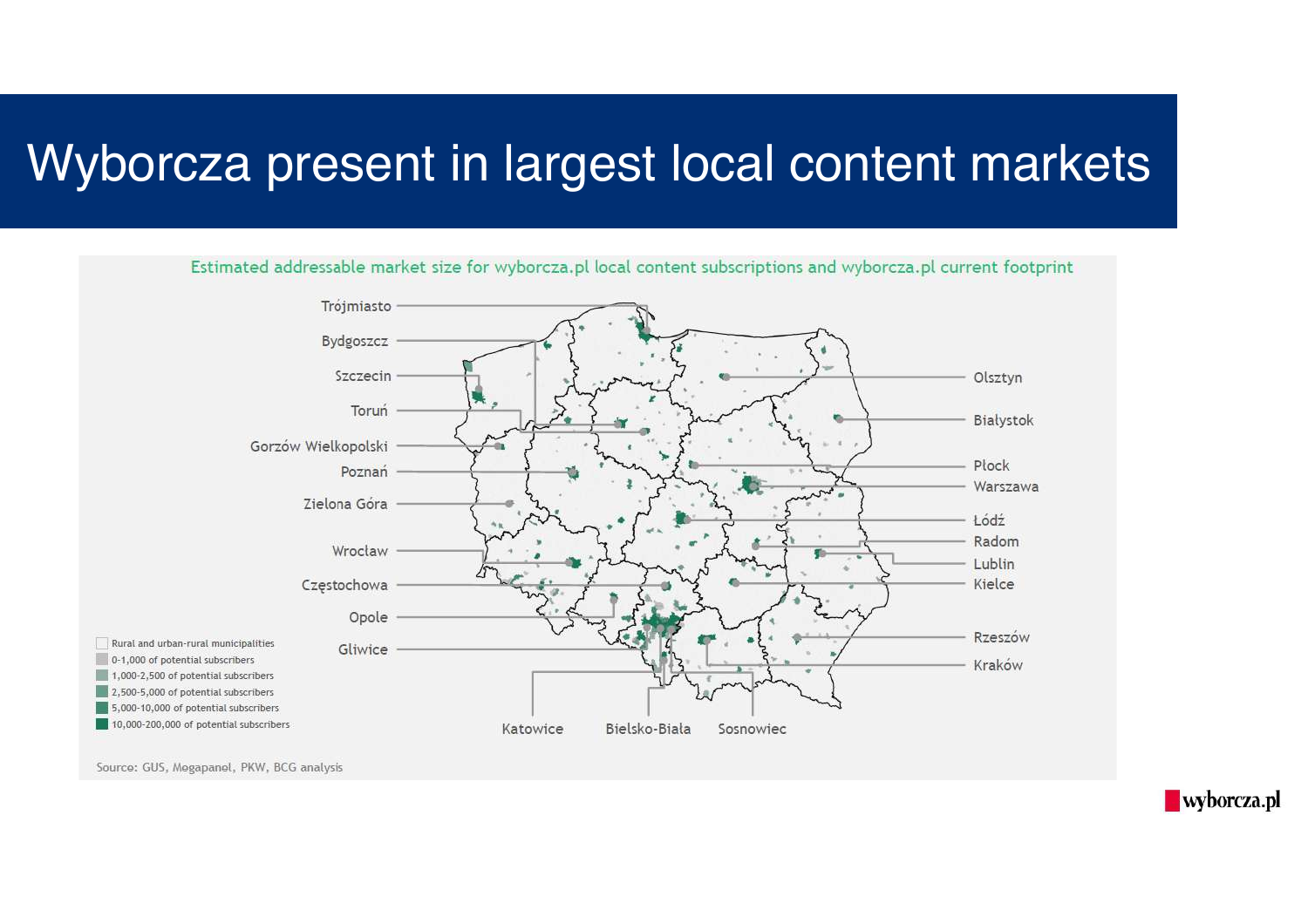# Wyborcza present in largest local content markets

Estimated addressable market size for wyborcza.pl local content subscriptions and wyborcza.pl current footprint

Trójmiasto, Bydgoszcz, Szczecin, Toruń, Gorzów Wielkopolski, Poznań, Zielona Góra, Wrocław, Częstochowa, Opole, Gliwice, Katowice, Bielsko-Biała, Sosnowiec, Kraków, Rzeszów, Kielce, Lublin, Radom, Łódź, Warszawa, Płock, Białystok, Olsztyn

- Rural and urban-rural municipalities
- 0-1,000 of potential subscribers
- 1,000-2,500 of potential subscribers
- 2,500-5,000 of potential subscribers
- 5,000-10,000 of potential subscribers
- 10,000-200,000 of potential subscribers

Source: GUS, Megapanel, PKW, BCG analysis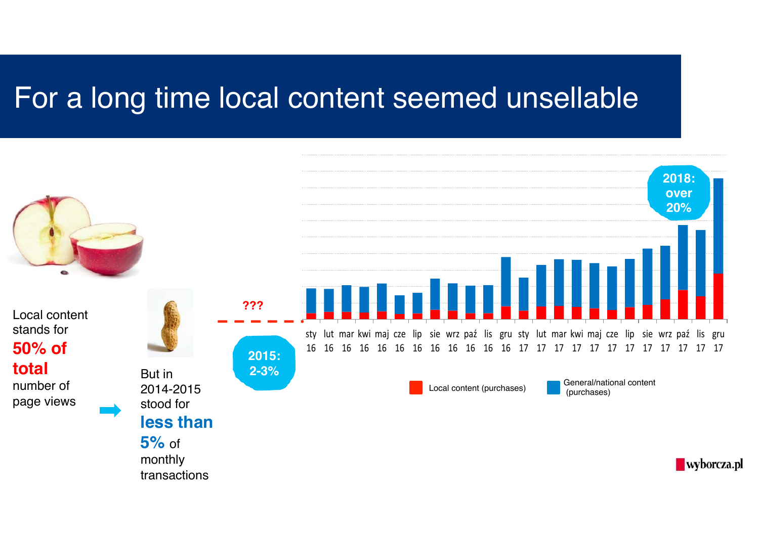# For a long time local content seemed unsellable

Local content stands for **50% of total** number of page views

But in 2014-2015 stood for **less than 5%** of monthly transactions

???

2015: 2-3%

2018: over 20%

sty 16, lut 16, mar 16, kwi 16, maj 16, cze 16, lip 16, sie 16, wrz 16, paź 16, lis 16, gru 16, sty 17, lut 17, mar 17, kwi 17, maj 17, cze 17, lip 17, sie 17, wrz 17, paź 17, lis 17, gru 17

Local content (purchases) | General/national content (purchases)

wyborcza.pl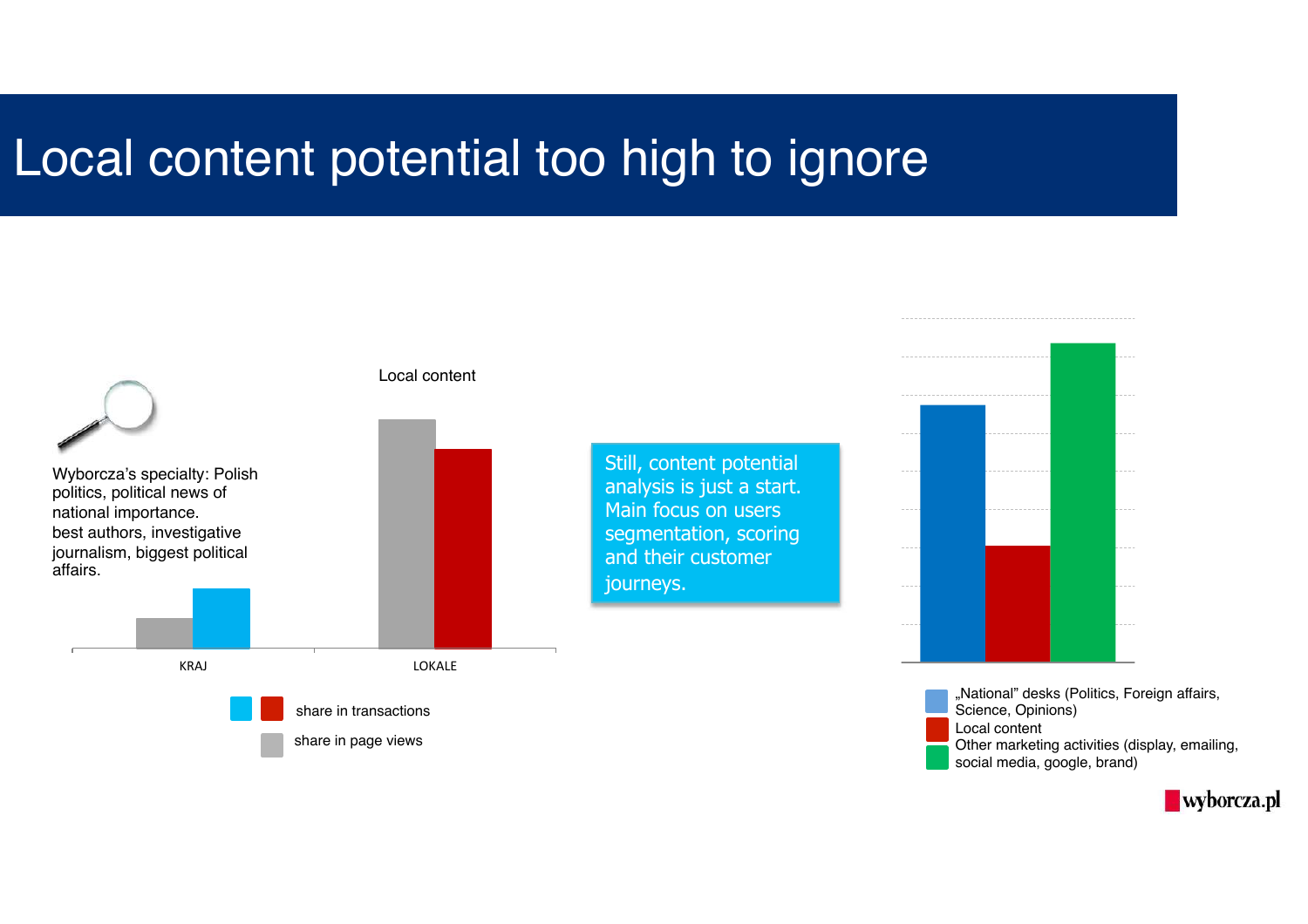# Local content potential too high to ignore

Wyborcza's specialty: Polish politics, political news of national importance. best authors, investigative journalism, biggest political affairs.

Local content

KRAJ

LOKALE

share in transactions

share in page views

Still, content potential analysis is just a start. Main focus on users segmentation, scoring and their customer journeys.

„National" desks (Politics, Foreign affairs, Science, Opinions)

Local content

Other marketing activities (display, emailing, social media, google, brand)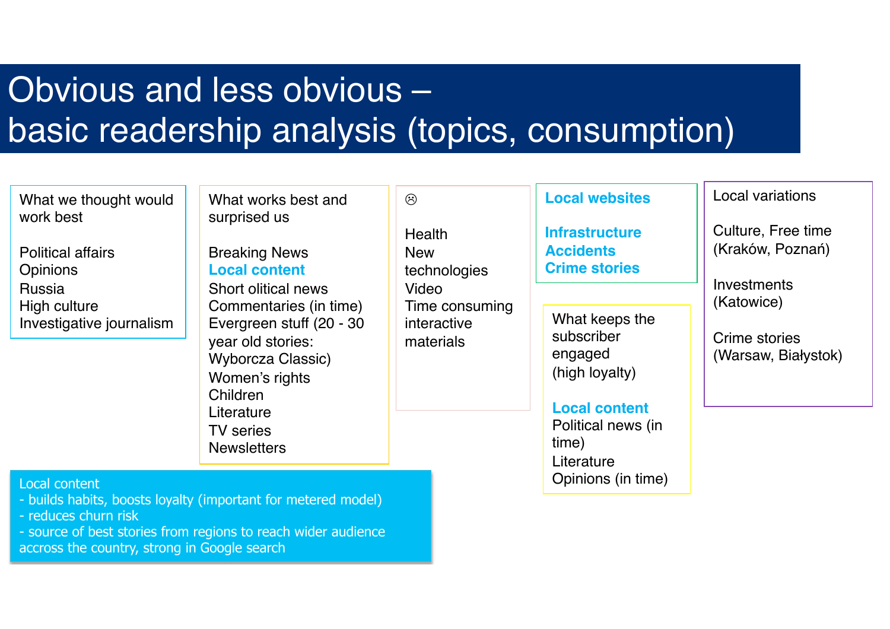# Obvious and less obvious – basic readership analysis (topics, consumption)

**What we thought would work best**

- Political affairs
- Opinions
- Russia
- High culture
- Investigative journalism

**What works best and surprised us**

- Breaking News
- **Local content**
- Short olitical news
- Commentaries (in time)
- Evergreen stuff (20 - 30 year old stories: Wyborcza Classic)
- Women's rights
- Children
- Literature
- TV series
- Newsletters

**☹**

- Health
- New technologies
- Video
- Time consuming interactive materials

**Local websites**

- **Infrastructure**
- **Accidents**
- **Crime stories**

**What keeps the subscriber engaged (high loyalty)**

- **Local content**
- Political news (in time)
- Literature
- Opinions (in time)

**Local variations**

- Culture, Free time (Kraków, Poznań)
- Investments (Katowice)
- Crime stories (Warsaw, Białystok)

**Local content**

- builds habits, boosts loyalty (important for metered model)
- reduces churn risk
- source of best stories from regions to reach wider audience accross the country, strong in Google search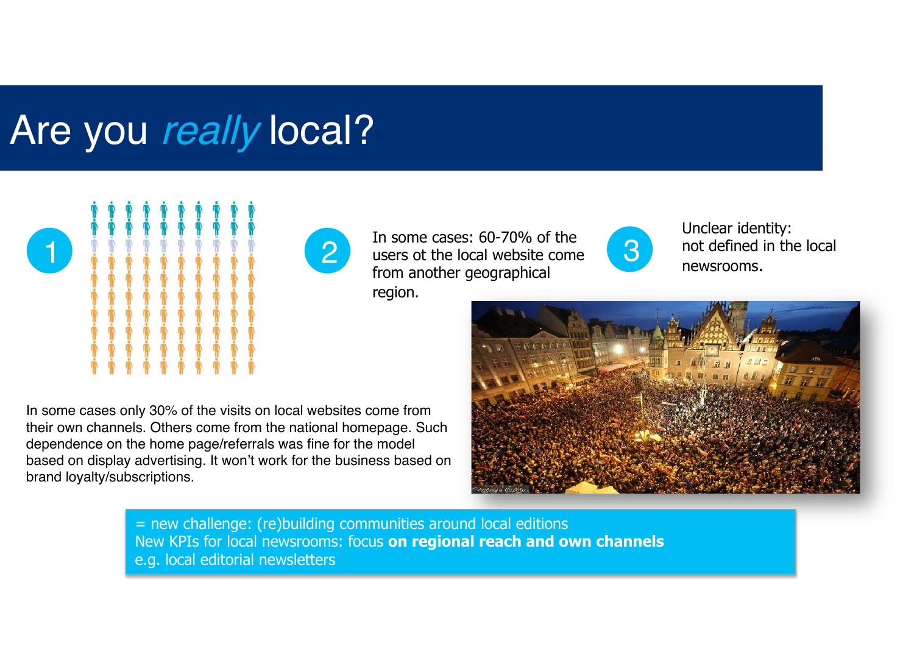# Are you *really* local?

1

In some cases only 30% of the visits on local websites come from their own channels. Others come from the national homepage. Such dependence on the home page/referrals was fine for the model based on display advertising. It won't work for the business based on brand loyalty/subscriptions.

2

In some cases: 60-70% of the users ot the local website come from another geographical region.

3

Unclear identity:
not defined in the local newsrooms.

= new challenge: (re)building communities around local editions
New KPIs for local newsrooms: focus **on regional reach and own channels**
e.g. local editorial newsletters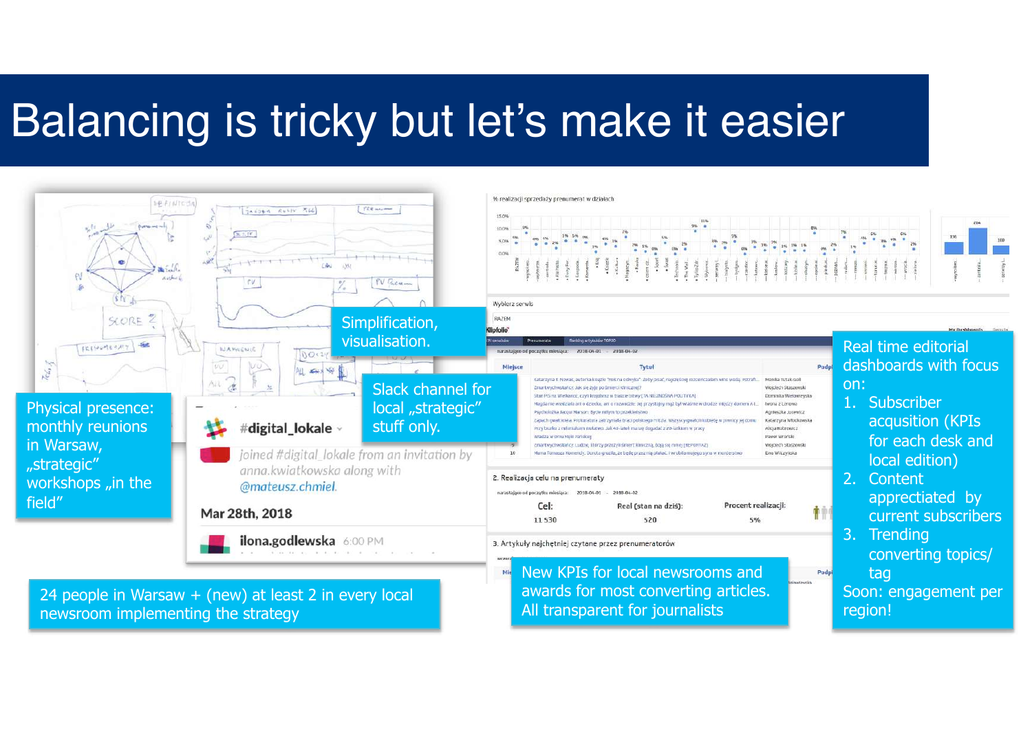# Balancing is tricky but let's make it easier

Simplification, visualisation.

Slack channel for local „strategic" stuff only.

Physical presence: monthly reunions in Warsaw, „strategic" workshops „in the field"

24 people in Warsaw + (new) at least 2 in every local newsroom implementing the strategy

New KPIs for local newsrooms and awards for most converting articles. All transparent for journalists

Real time editorial dashboards with focus on:

1. Subscriber acqusition (KPIs for each desk and local edition)
2. Content apprectiated by current subscribers
3. Trending converting topics/ tag

Soon: engagement per region!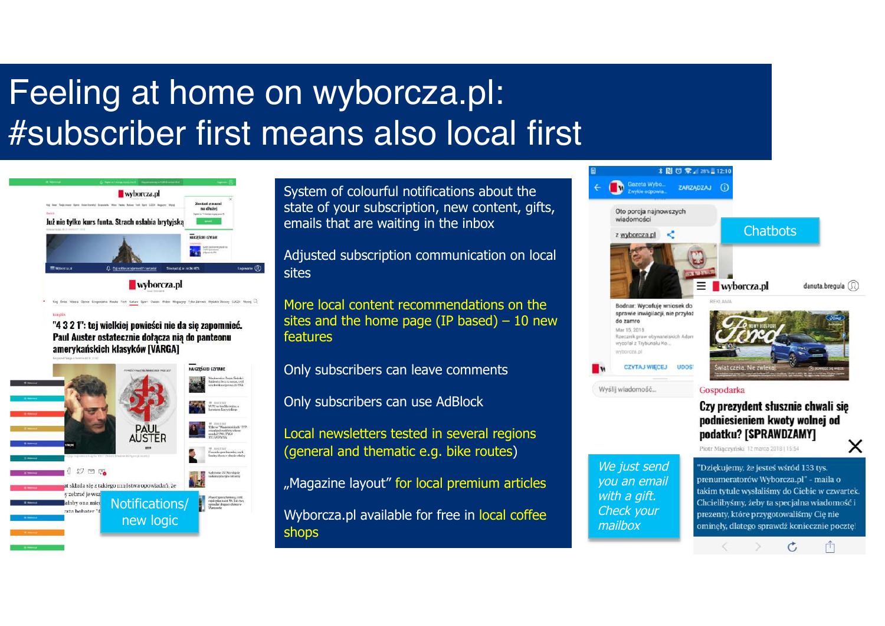# Feeling at home on wyborcza.pl: #subscriber first means also local first

System of colourful notifications about the state of your subscription, new content, gifts, emails that are waiting in the inbox

Adjusted subscription communication on local sites

More local content recommendations on the sites and the home page (IP based) – 10 new features

Only subscribers can leave comments

Only subscribers can use AdBlock

Local newsletters tested in several regions (general and thematic e.g. bike routes)

„Magazine layout" for local premium articles

Wyborcza.pl available for free in local coffee shops

Notifications/ new logic

Chatbots

*We just send you an email with a gift. Check your mailbox*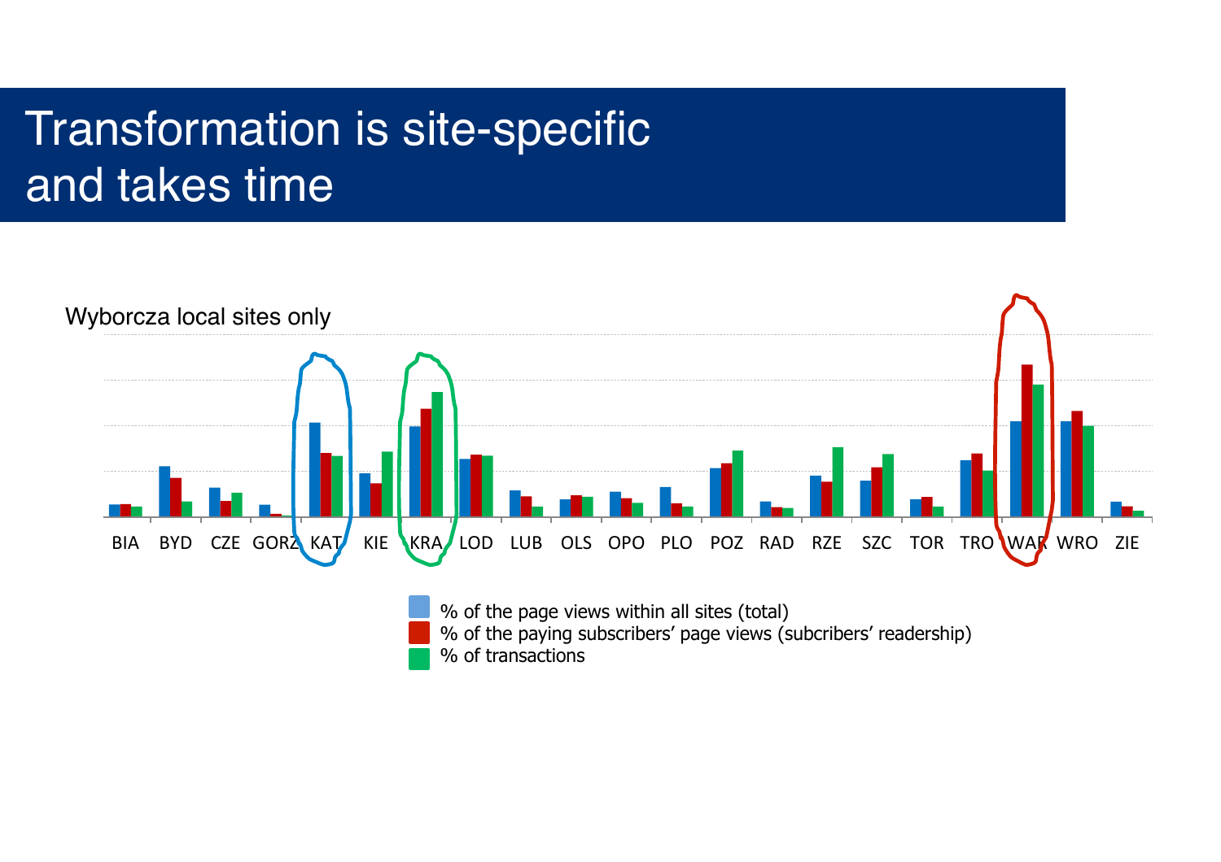# Transformation is site-specific and takes time

Wyborcza local sites only

BIA BYD CZE GORZ KAT KIE KRA LOD LUB OLS OPO PLO POZ RAD RZE SZC TOR TRO WAR WRO ZIE

- % of the page views within all sites (total)
- % of the paying subscribers' page views (subcribers' readership)
- % of transactions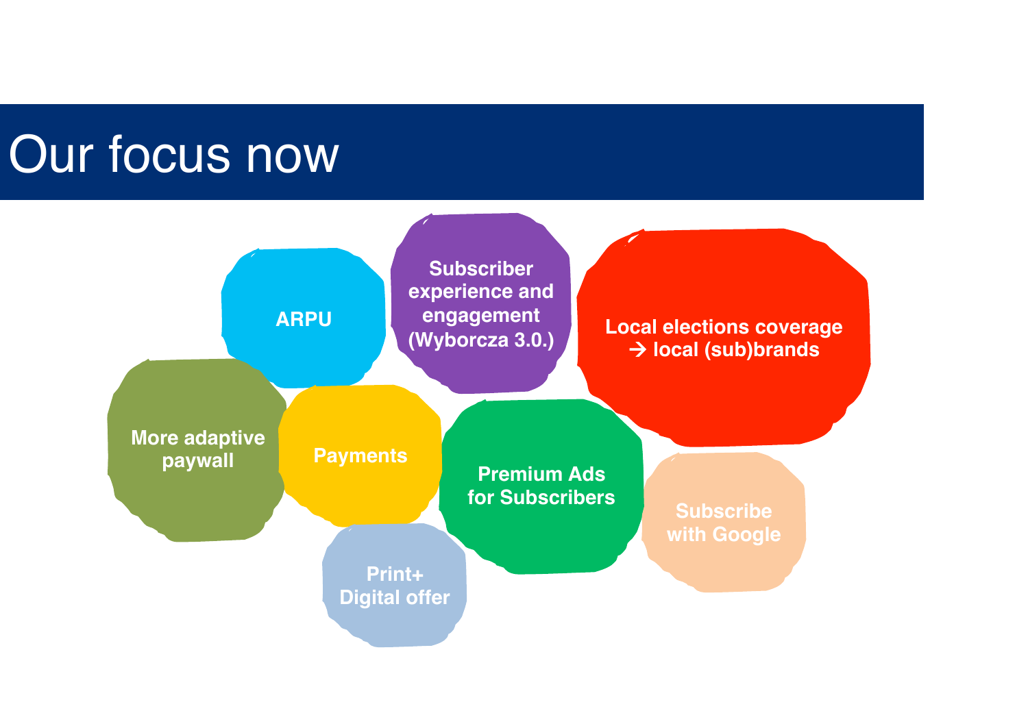# Our focus now

- ARPU
- Subscriber experience and engagement (Wyborcza 3.0.)
- Local elections coverage → local (sub)brands
- More adaptive paywall
- Payments
- Premium Ads for Subscribers
- Subscribe with Google
- Print+ Digital offer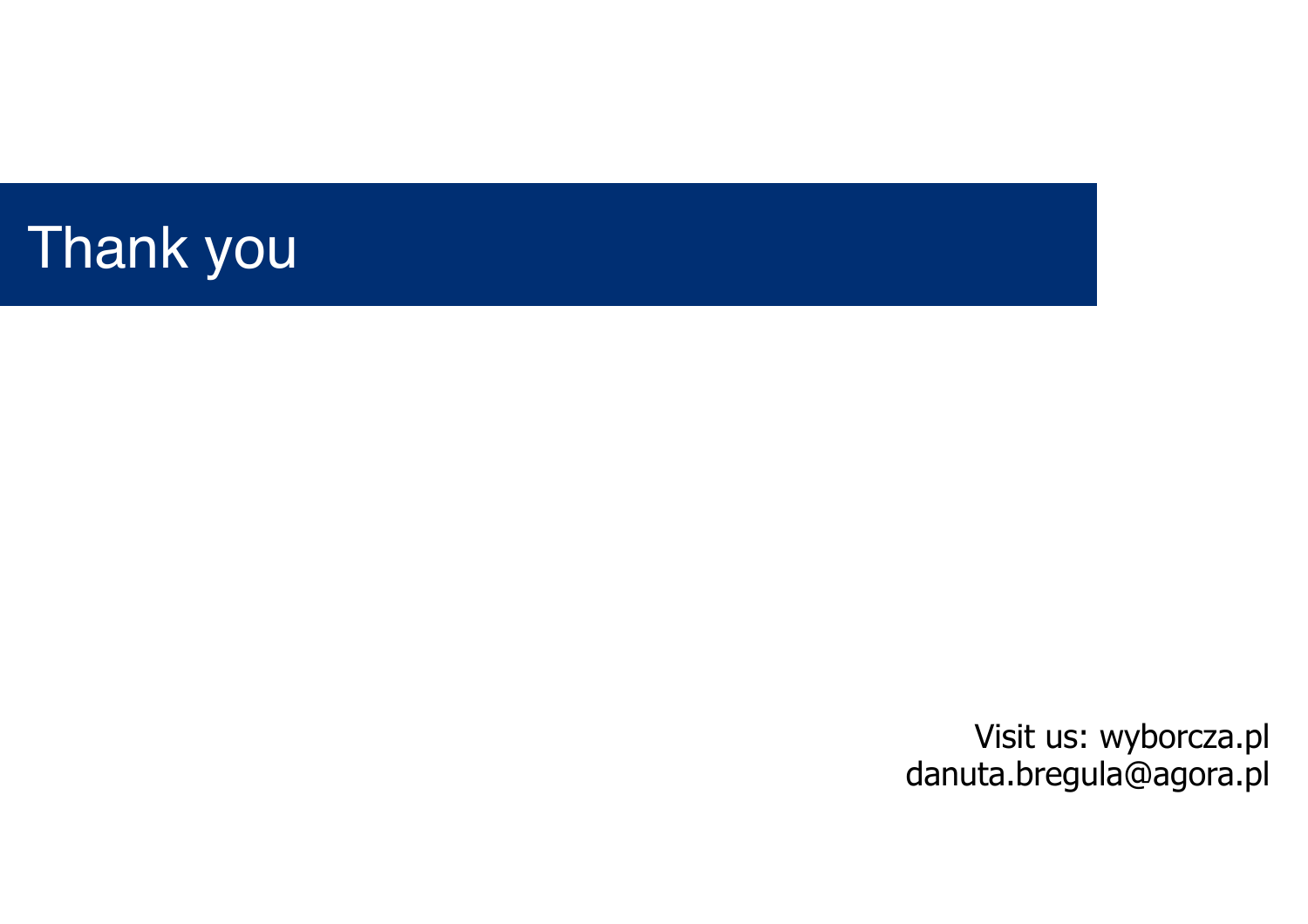# Thank you

Visit us: wyborcza.pl
danuta.bregula@agora.pl